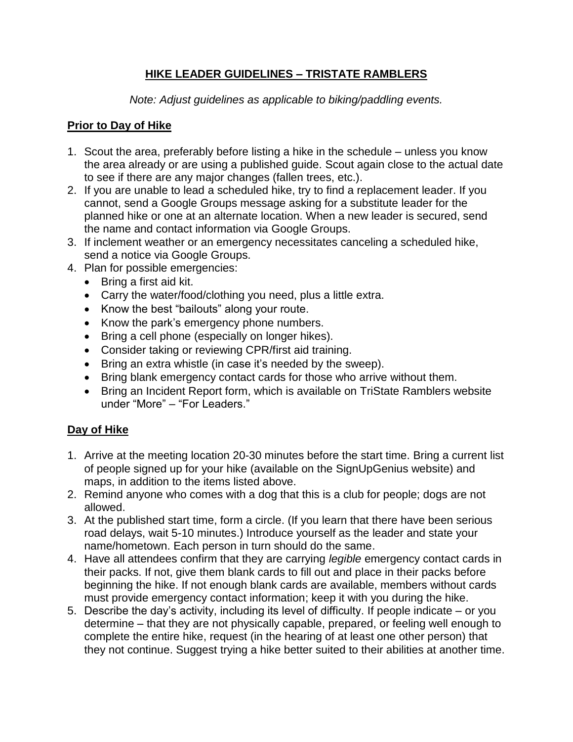# HIKE LEADER GUIDELINES – TRISTATE RAMBLERS

*Note: Adjust guidelines as applicable to biking/paddling events.*

## Prior to Day of Hike

1. Scout the area, preferably before listing a hike in the schedule – unless you know the area already or are using a published guide. Scout again close to the actual date to see if there are any major changes (fallen trees, etc.).
2. If you are unable to lead a scheduled hike, try to find a replacement leader. If you cannot, send a Google Groups message asking for a substitute leader for the planned hike or one at an alternate location. When a new leader is secured, send the name and contact information via Google Groups.
3. If inclement weather or an emergency necessitates canceling a scheduled hike, send a notice via Google Groups.
4. Plan for possible emergencies:
   - Bring a first aid kit.
   - Carry the water/food/clothing you need, plus a little extra.
   - Know the best "bailouts" along your route.
   - Know the park's emergency phone numbers.
   - Bring a cell phone (especially on longer hikes).
   - Consider taking or reviewing CPR/first aid training.
   - Bring an extra whistle (in case it's needed by the sweep).
   - Bring blank emergency contact cards for those who arrive without them.
   - Bring an Incident Report form, which is available on TriState Ramblers website under "More" – "For Leaders."

## Day of Hike

1. Arrive at the meeting location 20-30 minutes before the start time. Bring a current list of people signed up for your hike (available on the SignUpGenius website) and maps, in addition to the items listed above.
2. Remind anyone who comes with a dog that this is a club for people; dogs are not allowed.
3. At the published start time, form a circle. (If you learn that there have been serious road delays, wait 5-10 minutes.) Introduce yourself as the leader and state your name/hometown. Each person in turn should do the same.
4. Have all attendees confirm that they are carrying *legible* emergency contact cards in their packs. If not, give them blank cards to fill out and place in their packs before beginning the hike. If not enough blank cards are available, members without cards must provide emergency contact information; keep it with you during the hike.
5. Describe the day's activity, including its level of difficulty. If people indicate – or you determine – that they are not physically capable, prepared, or feeling well enough to complete the entire hike, request (in the hearing of at least one other person) that they not continue. Suggest trying a hike better suited to their abilities at another time.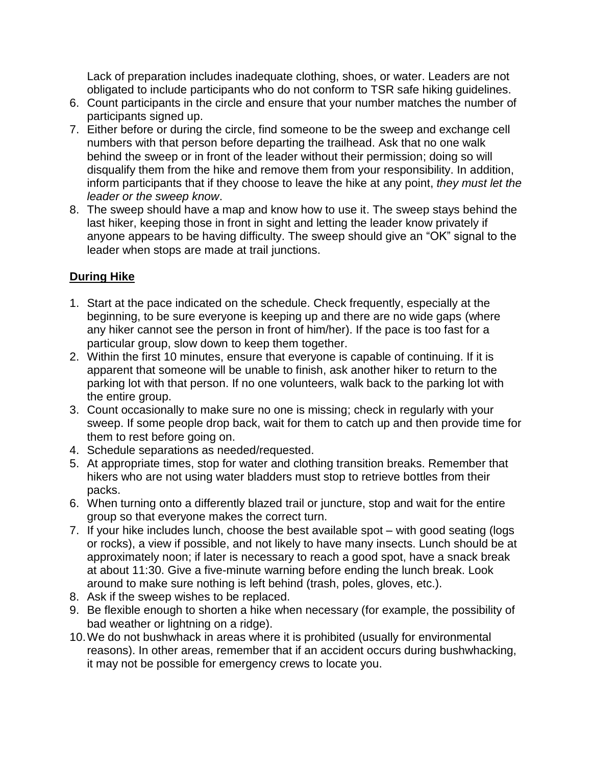Lack of preparation includes inadequate clothing, shoes, or water. Leaders are not obligated to include participants who do not conform to TSR safe hiking guidelines.

6. Count participants in the circle and ensure that your number matches the number of participants signed up.
7. Either before or during the circle, find someone to be the sweep and exchange cell numbers with that person before departing the trailhead. Ask that no one walk behind the sweep or in front of the leader without their permission; doing so will disqualify them from the hike and remove them from your responsibility. In addition, inform participants that if they choose to leave the hike at any point, *they must let the leader or the sweep know*.
8. The sweep should have a map and know how to use it. The sweep stays behind the last hiker, keeping those in front in sight and letting the leader know privately if anyone appears to be having difficulty. The sweep should give an "OK" signal to the leader when stops are made at trail junctions.

## During Hike

1. Start at the pace indicated on the schedule. Check frequently, especially at the beginning, to be sure everyone is keeping up and there are no wide gaps (where any hiker cannot see the person in front of him/her). If the pace is too fast for a particular group, slow down to keep them together.
2. Within the first 10 minutes, ensure that everyone is capable of continuing. If it is apparent that someone will be unable to finish, ask another hiker to return to the parking lot with that person. If no one volunteers, walk back to the parking lot with the entire group.
3. Count occasionally to make sure no one is missing; check in regularly with your sweep. If some people drop back, wait for them to catch up and then provide time for them to rest before going on.
4. Schedule separations as needed/requested.
5. At appropriate times, stop for water and clothing transition breaks. Remember that hikers who are not using water bladders must stop to retrieve bottles from their packs.
6. When turning onto a differently blazed trail or juncture, stop and wait for the entire group so that everyone makes the correct turn.
7. If your hike includes lunch, choose the best available spot – with good seating (logs or rocks), a view if possible, and not likely to have many insects. Lunch should be at approximately noon; if later is necessary to reach a good spot, have a snack break at about 11:30. Give a five-minute warning before ending the lunch break. Look around to make sure nothing is left behind (trash, poles, gloves, etc.).
8. Ask if the sweep wishes to be replaced.
9. Be flexible enough to shorten a hike when necessary (for example, the possibility of bad weather or lightning on a ridge).
10. We do not bushwhack in areas where it is prohibited (usually for environmental reasons). In other areas, remember that if an accident occurs during bushwhacking, it may not be possible for emergency crews to locate you.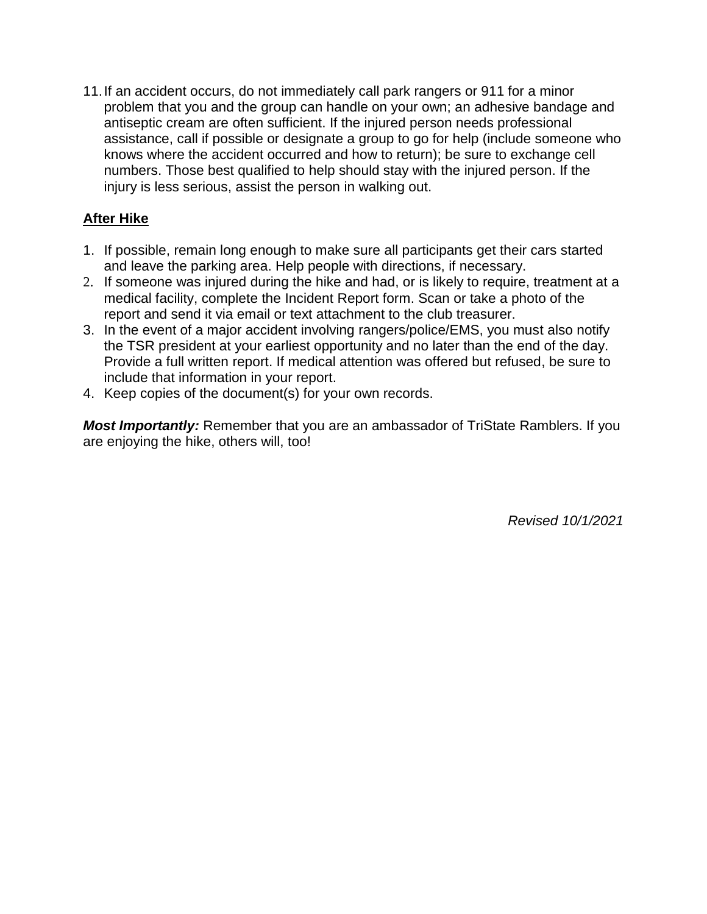11. If an accident occurs, do not immediately call park rangers or 911 for a minor problem that you and the group can handle on your own; an adhesive bandage and antiseptic cream are often sufficient. If the injured person needs professional assistance, call if possible or designate a group to go for help (include someone who knows where the accident occurred and how to return); be sure to exchange cell numbers. Those best qualified to help should stay with the injured person. If the injury is less serious, assist the person in walking out.

## After Hike

1. If possible, remain long enough to make sure all participants get their cars started and leave the parking area. Help people with directions, if necessary.
2. If someone was injured during the hike and had, or is likely to require, treatment at a medical facility, complete the Incident Report form. Scan or take a photo of the report and send it via email or text attachment to the club treasurer.
3. In the event of a major accident involving rangers/police/EMS, you must also notify the TSR president at your earliest opportunity and no later than the end of the day. Provide a full written report. If medical attention was offered but refused, be sure to include that information in your report.
4. Keep copies of the document(s) for your own records.

***Most Importantly:*** Remember that you are an ambassador of TriState Ramblers. If you are enjoying the hike, others will, too!

*Revised 10/1/2021*